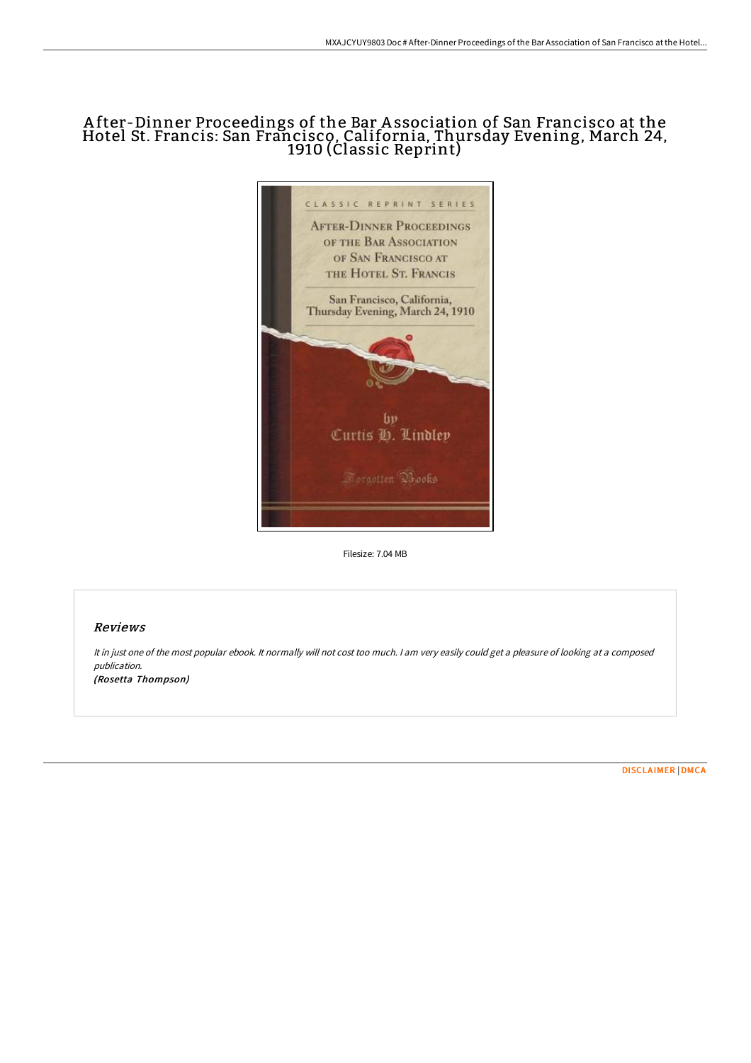# After-Dinner Proceedings of the Bar Association of San Francisco at the Hotel St. Francis: San Francisco, California, Thursday Evening, March 24, 1910 (Classic Reprint)

Filesize: 7.04 MB

## Reviews

*It in just one of the most popular ebook. It normally will not cost too much. I am very easily could get a pleasure of looking at a composed publication.*

***(Rosetta Thompson)***

DISCLAIMER | DMCA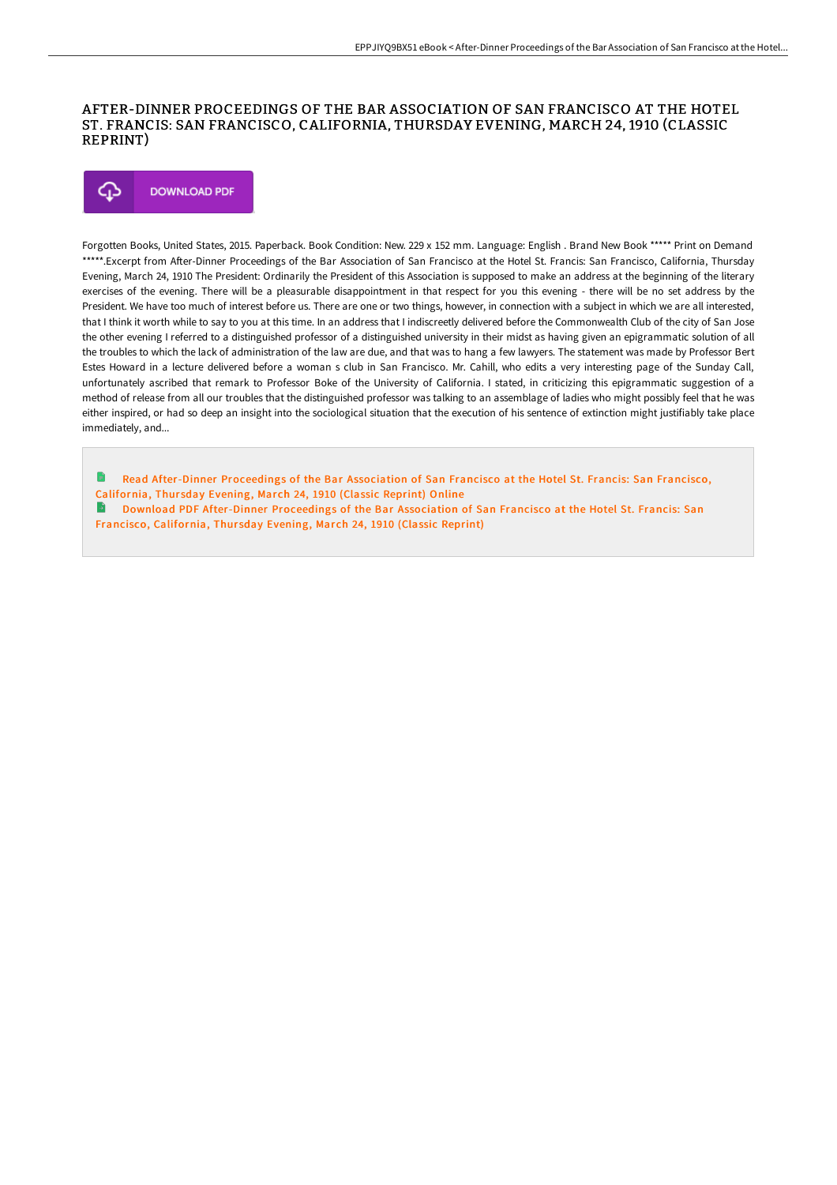# AFTER-DINNER PROCEEDINGS OF THE BAR ASSOCIATION OF SAN FRANCISCO AT THE HOTEL ST. FRANCIS: SAN FRANCISCO, CALIFORNIA, THURSDAY EVENING, MARCH 24, 1910 (CLASSIC REPRINT)

DOWNLOAD PDF

Forgotten Books, United States, 2015. Paperback. Book Condition: New. 229 x 152 mm. Language: English . Brand New Book ***** Print on Demand *****.Excerpt from After-Dinner Proceedings of the Bar Association of San Francisco at the Hotel St. Francis: San Francisco, California, Thursday Evening, March 24, 1910 The President: Ordinarily the President of this Association is supposed to make an address at the beginning of the literary exercises of the evening. There will be a pleasurable disappointment in that respect for you this evening - there will be no set address by the President. We have too much of interest before us. There are one or two things, however, in connection with a subject in which we are all interested, that I think it worth while to say to you at this time. In an address that I indiscreetly delivered before the Commonwealth Club of the city of San Jose the other evening I referred to a distinguished professor of a distinguished university in their midst as having given an epigrammatic solution of all the troubles to which the lack of administration of the law are due, and that was to hang a few lawyers. The statement was made by Professor Bert Estes Howard in a lecture delivered before a woman s club in San Francisco. Mr. Cahill, who edits a very interesting page of the Sunday Call, unfortunately ascribed that remark to Professor Boke of the University of California. I stated, in criticizing this epigrammatic suggestion of a method of release from all our troubles that the distinguished professor was talking to an assemblage of ladies who might possibly feel that he was either inspired, or had so deep an insight into the sociological situation that the execution of his sentence of extinction might justifiably take place immediately, and...

Read After-Dinner Proceedings of the Bar Association of San Francisco at the Hotel St. Francis: San Francisco, California, Thursday Evening, March 24, 1910 (Classic Reprint) Online

Download PDF After-Dinner Proceedings of the Bar Association of San Francisco at the Hotel St. Francis: San Francisco, California, Thursday Evening, March 24, 1910 (Classic Reprint)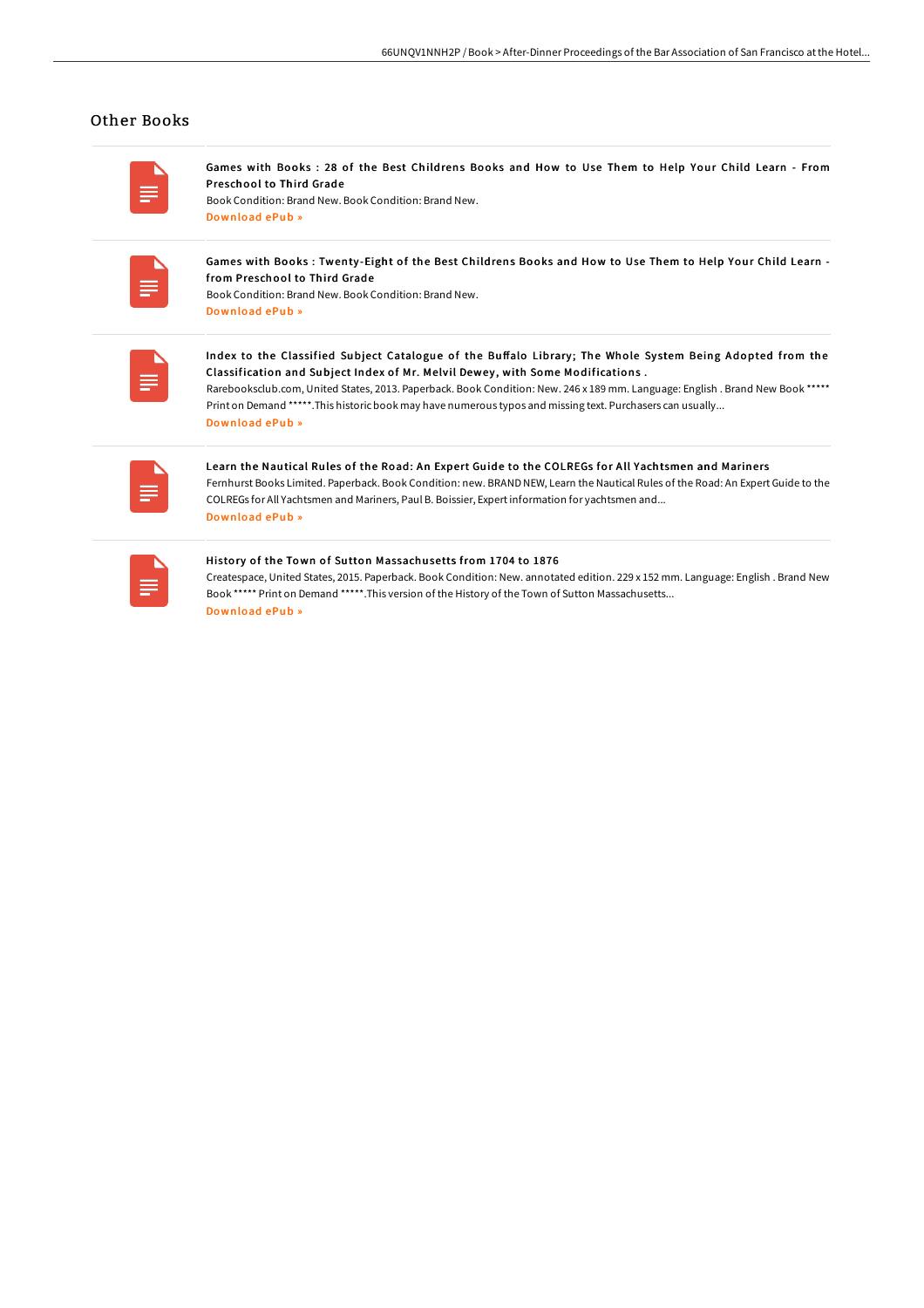## Other Books

**Games with Books : 28 of the Best Childrens Books and How to Use Them to Help Your Child Learn - From Preschool to Third Grade**
Book Condition: Brand New. Book Condition: Brand New.
Download ePub »

**Games with Books : Twenty-Eight of the Best Childrens Books and How to Use Them to Help Your Child Learn - from Preschool to Third Grade**
Book Condition: Brand New. Book Condition: Brand New.
Download ePub »

**Index to the Classified Subject Catalogue of the Buffalo Library; The Whole System Being Adopted from the Classification and Subject Index of Mr. Melvil Dewey, with Some Modifications .**
Rarebooksclub.com, United States, 2013. Paperback. Book Condition: New. 246 x 189 mm. Language: English . Brand New Book ***** Print on Demand *****.This historic book may have numerous typos and missing text. Purchasers can usually...
Download ePub »

**Learn the Nautical Rules of the Road: An Expert Guide to the COLREGs for All Yachtsmen and Mariners**
Fernhurst Books Limited. Paperback. Book Condition: new. BRAND NEW, Learn the Nautical Rules of the Road: An Expert Guide to the COLREGs for All Yachtsmen and Mariners, Paul B. Boissier, Expert information for yachtsmen and...
Download ePub »

**History of the Town of Sutton Massachusetts from 1704 to 1876**
Createspace, United States, 2015. Paperback. Book Condition: New. annotated edition. 229 x 152 mm. Language: English . Brand New Book ***** Print on Demand *****.This version of the History of the Town of Sutton Massachusetts...
Download ePub »